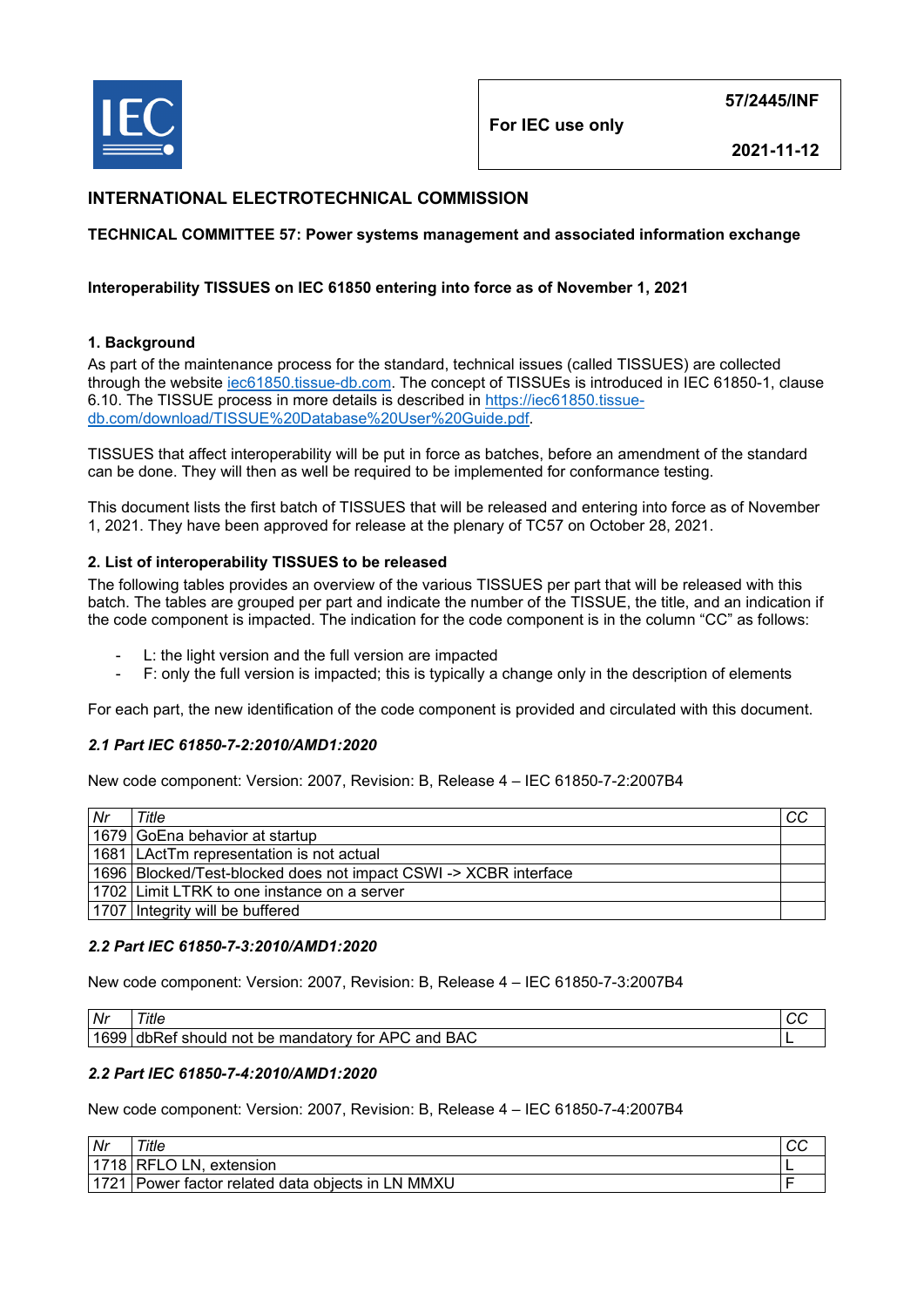IEC

| For IEC use only | 57/2445/INF |
|---|---|
| | 2021-11-12 |

## INTERNATIONAL ELECTROTECHNICAL COMMISSION

**TECHNICAL COMMITTEE 57: Power systems management and associated information exchange**

**Interoperability TISSUES on IEC 61850 entering into force as of November 1, 2021**

### 1. Background

As part of the maintenance process for the standard, technical issues (called TISSUES) are collected through the website iec61850.tissue-db.com. The concept of TISSUEs is introduced in IEC 61850-1, clause 6.10. The TISSUE process in more details is described in https://iec61850.tissue-db.com/download/TISSUE%20Database%20User%20Guide.pdf.

TISSUES that affect interoperability will be put in force as batches, before an amendment of the standard can be done. They will then as well be required to be implemented for conformance testing.

This document lists the first batch of TISSUES that will be released and entering into force as of November 1, 2021. They have been approved for release at the plenary of TC57 on October 28, 2021.

### 2. List of interoperability TISSUES to be released

The following tables provides an overview of the various TISSUES per part that will be released with this batch. The tables are grouped per part and indicate the number of the TISSUE, the title, and an indication if the code component is impacted. The indication for the code component is in the column "CC" as follows:

- L: the light version and the full version are impacted
- F: only the full version is impacted; this is typically a change only in the description of elements

For each part, the new identification of the code component is provided and circulated with this document.

#### *2.1 Part IEC 61850-7-2:2010/AMD1:2020*

New code component: Version: 2007, Revision: B, Release 4 – IEC 61850-7-2:2007B4

| *Nr* | *Title* | *CC* |
|---|---|---|
| 1679 | GoEna behavior at startup | |
| 1681 | LActTm representation is not actual | |
| 1696 | Blocked/Test-blocked does not impact CSWI -> XCBR interface | |
| 1702 | Limit LTRK to one instance on a server | |
| 1707 | Integrity will be buffered | |

#### *2.2 Part IEC 61850-7-3:2010/AMD1:2020*

New code component: Version: 2007, Revision: B, Release 4 – IEC 61850-7-3:2007B4

| *Nr* | *Title* | *CC* |
|---|---|---|
| 1699 | dbRef should not be mandatory for APC and BAC | L |

#### *2.2 Part IEC 61850-7-4:2010/AMD1:2020*

New code component: Version: 2007, Revision: B, Release 4 – IEC 61850-7-4:2007B4

| *Nr* | *Title* | *CC* |
|---|---|---|
| 1718 | RFLO LN, extension | L |
| 1721 | Power factor related data objects in LN MMXU | F |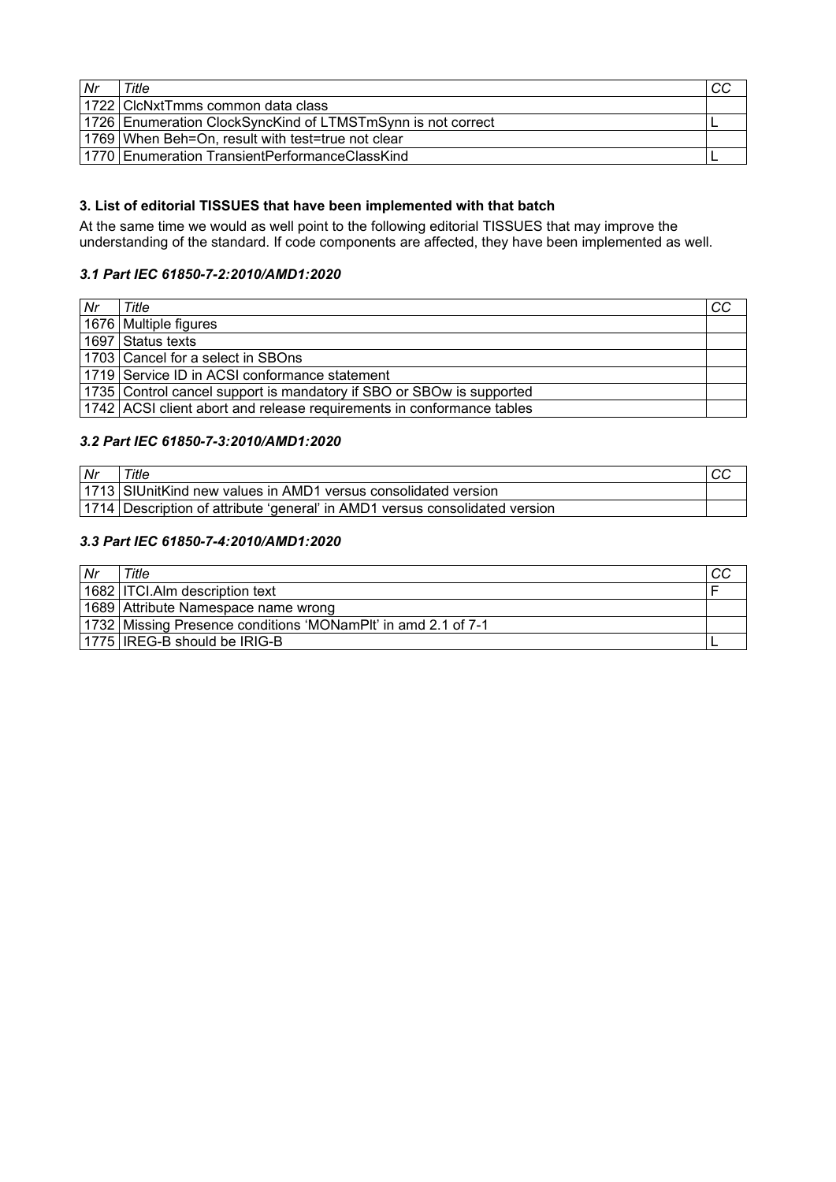| Nr | Title | CC |
|---|---|---|
| 1722 | ClcNxtTmms common data class | |
| 1726 | Enumeration ClockSyncKind of LTMSTmSynn is not correct | L |
| 1769 | When Beh=On, result with test=true not clear | |
| 1770 | Enumeration TransientPerformanceClassKind | L |

### 3. List of editorial TISSUES that have been implemented with that batch

At the same time we would as well point to the following editorial TISSUES that may improve the understanding of the standard. If code components are affected, they have been implemented as well.

#### *3.1 Part IEC 61850-7-2:2010/AMD1:2020*

| Nr | Title | CC |
|---|---|---|
| 1676 | Multiple figures | |
| 1697 | Status texts | |
| 1703 | Cancel for a select in SBOns | |
| 1719 | Service ID in ACSI conformance statement | |
| 1735 | Control cancel support is mandatory if SBO or SBOw is supported | |
| 1742 | ACSI client abort and release requirements in conformance tables | |

#### *3.2 Part IEC 61850-7-3:2010/AMD1:2020*

| Nr | Title | CC |
|---|---|---|
| 1713 | SIUnitKind new values in AMD1 versus consolidated version | |
| 1714 | Description of attribute 'general' in AMD1 versus consolidated version | |

#### *3.3 Part IEC 61850-7-4:2010/AMD1:2020*

| Nr | Title | CC |
|---|---|---|
| 1682 | ITCI.Alm description text | F |
| 1689 | Attribute Namespace name wrong | |
| 1732 | Missing Presence conditions 'MONamPlt' in amd 2.1 of 7-1 | |
| 1775 | IREG-B should be IRIG-B | L |